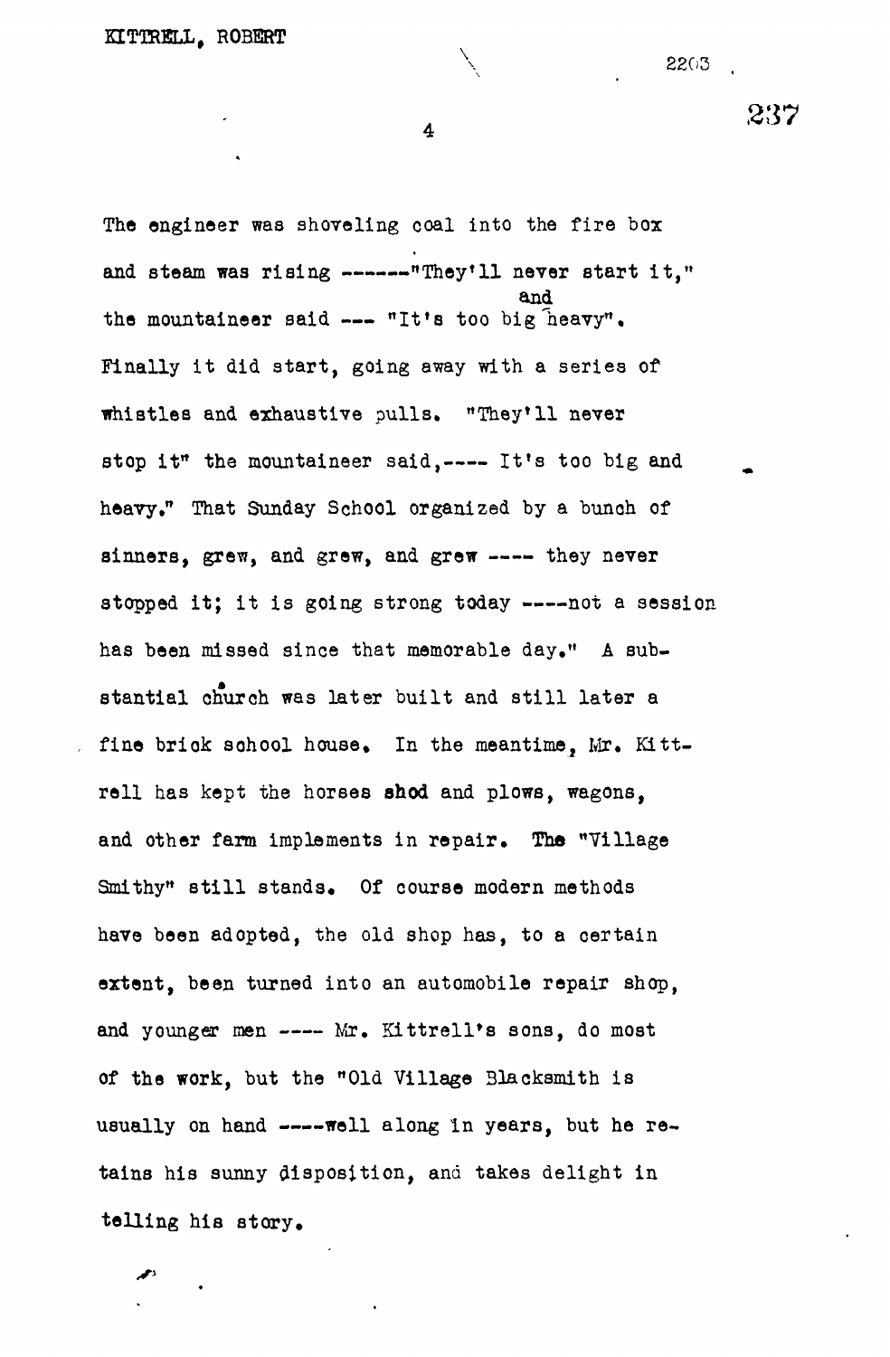The engineer was shoveling coal into the fire box and steam was rising ------"They'll never start it," the mountaineer said --- "It's too big and heavy". Finally it did start, going away with a series of whistles and exhaustive pulls. "They'll never stop it" the mountaineer said,---- It's too big and heavy." That Sunday School organized by a bunch of sinners, grew, and grew, and grew ---- they never stopped it; it is going strong today ----not a session has been missed since that memorable day." A substantial church was later built and still later a fine brick school house. In the meantime, Mr. Kittrell has kept the horses shod and plows, wagons, and other farm implements in repair. The "Village Smithy" still stands. Of course modern methods have been adopted, the old shop has, to a certain extent, been turned into an automobile repair shop, and younger men ---- Mr. Kittrell's sons, do most of the work, but the "Old Village Blacksmith is usually on hand ----well along in years, but he retains his sunny disposition, and takes delight in telling his story.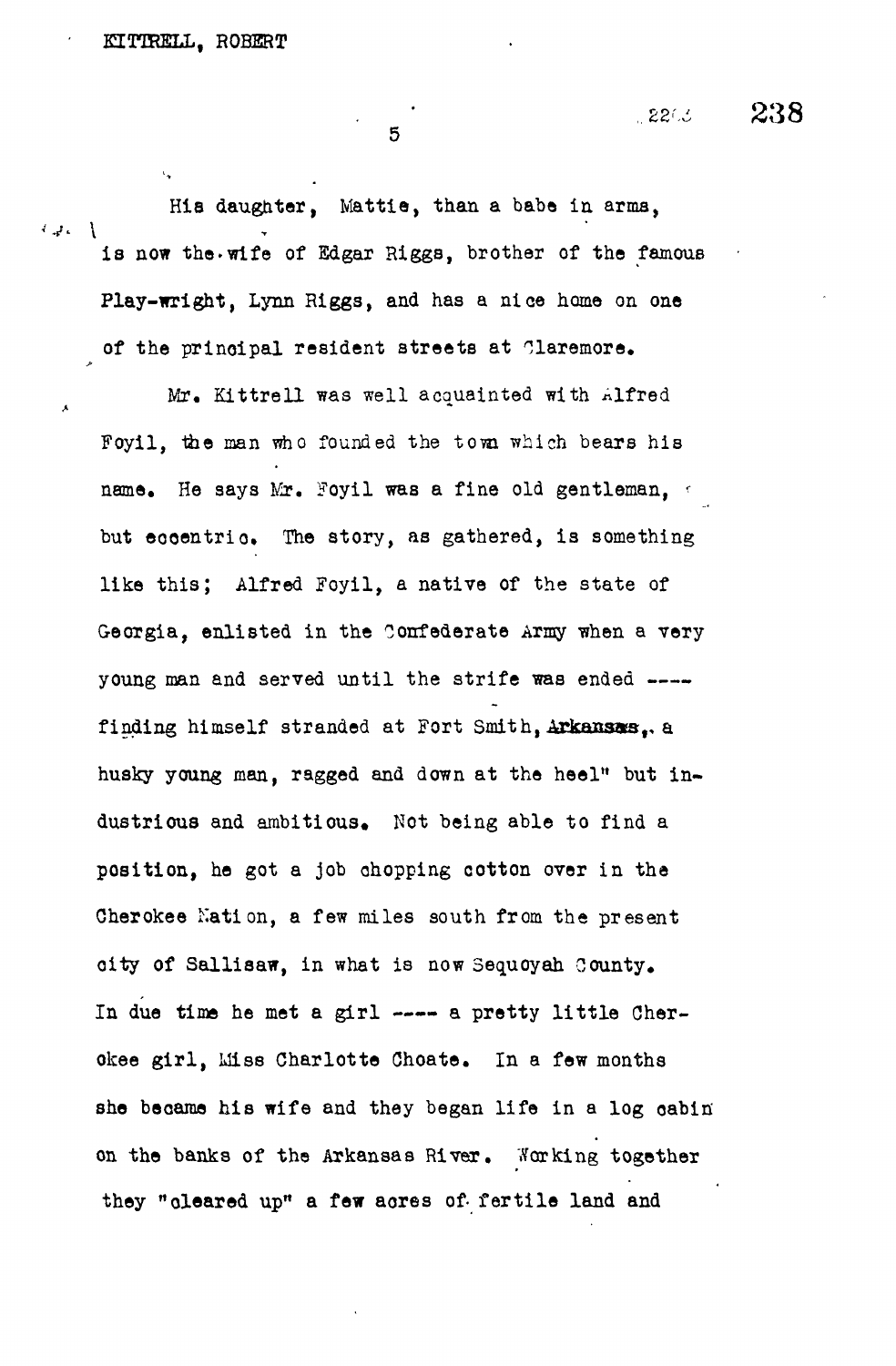His daughter, Mattie, than a babe in arms, is now the wife of Edgar Riggs, brother of the famous Play-wright, Lynn Riggs, and has a nice home on one of the principal resident streets at Claremore.

Mr. Kittrell was well acquainted with Alfred Foyil, the man who founded the town which bears his name. He says Mr. Foyil was a fine old gentleman, but eccentric. The story, as gathered, is something like this; Alfred Foyil, a native of the state of Georgia, enlisted in the Confederate Army when a very young man and served until the strife was ended ---- finding himself stranded at Fort Smith, Arkansas, a husky young man, ragged and down at the heel" but industrious and ambitious. Not being able to find a position, he got a job chopping cotton over in the Cherokee Nation, a few miles south from the present city of Sallisaw, in what is now Sequoyah County. In due time he met a girl ---- a pretty little Cherokee girl, Miss Charlotte Choate. In a few months she became his wife and they began life in a log cabin on the banks of the Arkansas River. Working together they "cleared up" a few acres of fertile land and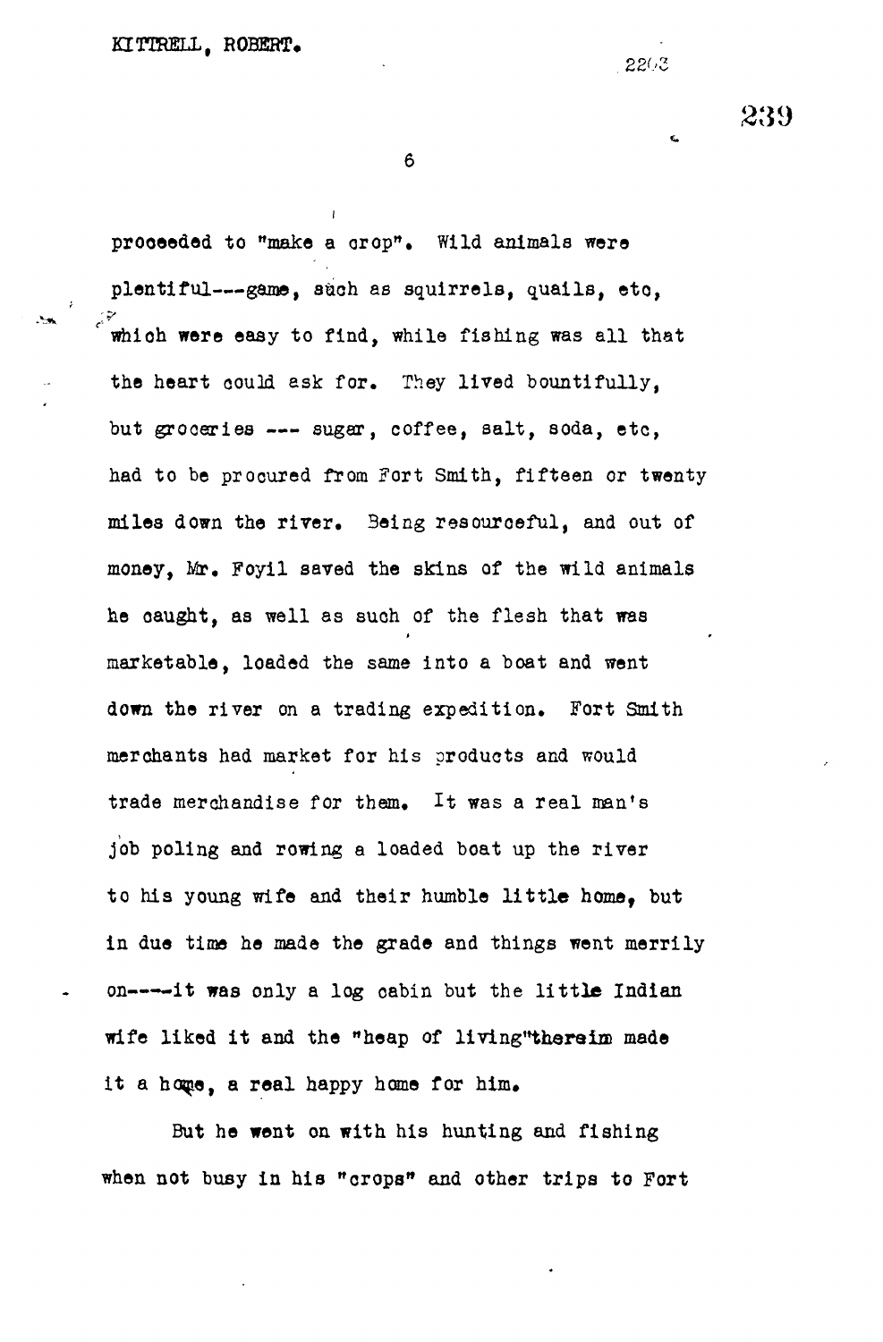proceeded to "make a crop". Wild animals were plentiful---game, such as squirrels, quails, etc, which were easy to find, while fishing was all that the heart could ask for. They lived bountifully, but groceries --- sugar, coffee, salt, soda, etc, had to be procured from Fort Smith, fifteen or twenty miles down the river. Being resourceful, and out of money, Mr. Foyil saved the skins of the wild animals he caught, as well as such of the flesh that was marketable, loaded the same into a boat and went down the river on a trading expedition. Fort Smith merchants had market for his products and would trade merchandise for them. It was a real man's job poling and rowing a loaded boat up the river to his young wife and their humble little home, but in due time he made the grade and things went merrily on----it was only a log cabin but the little Indian wife liked it and the "heap of living"therein made it a home, a real happy home for him.

But he went on with his hunting and fishing when not busy in his "crops" and other trips to Fort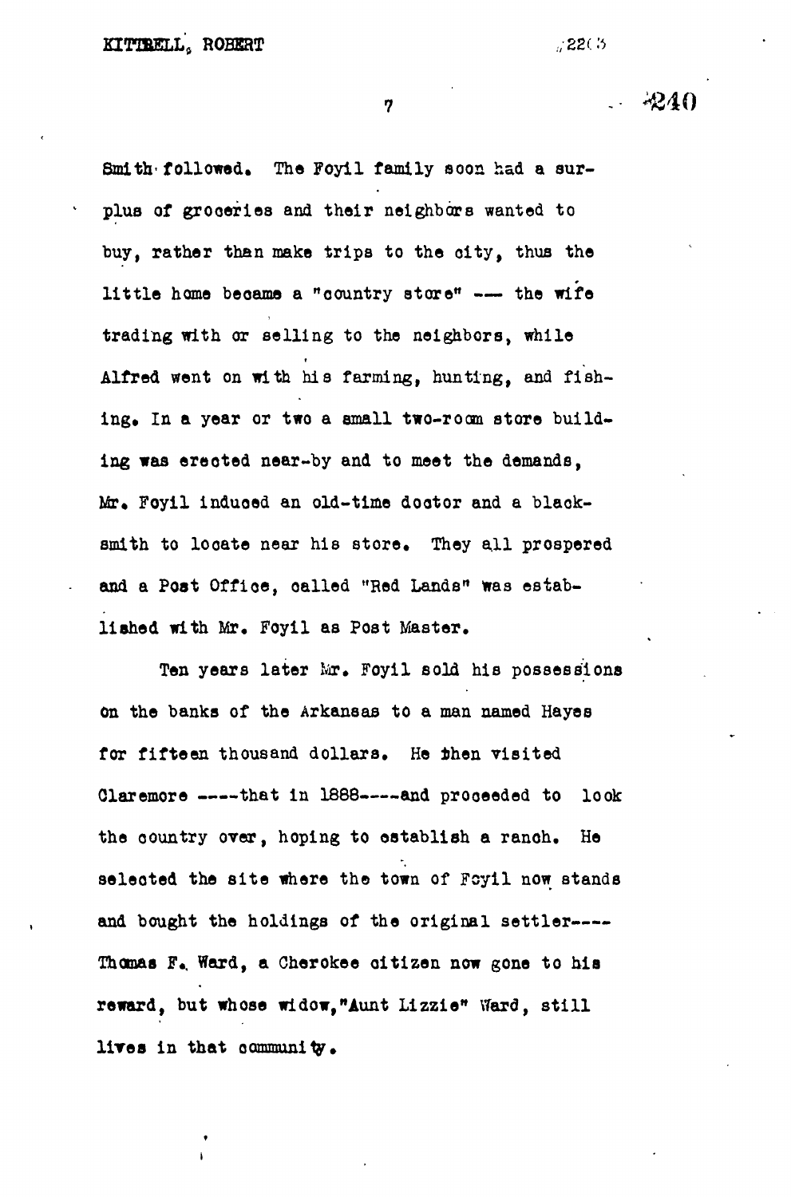Smith followed. The Foyil family soon had a surplus of groceries and their neighbors wanted to buy, rather than make trips to the city, thus the little home became a "country store" --- the wife trading with or selling to the neighbors, while Alfred went on with his farming, hunting, and fishing. In a year or two a small two-room store building was erected near-by and to meet the demands, Mr. Foyil induced an old-time doctor and a blacksmith to locate near his store. They all prospered and a Post Office, called "Red Lands" was established with Mr. Foyil as Post Master.

Ten years later Mr. Foyil sold his possessions on the banks of the Arkansas to a man named Hayes for fifteen thousand dollars. He then visited Claremore ----that in 1888----and proceeded to look the country over, hoping to establish a ranch. He selected the site where the town of Foyil now stands and bought the holdings of the original settler---- Thomas F. Ward, a Cherokee citizen now gone to his reward, but whose widow, "Aunt Lizzie" Ward, still lives in that community.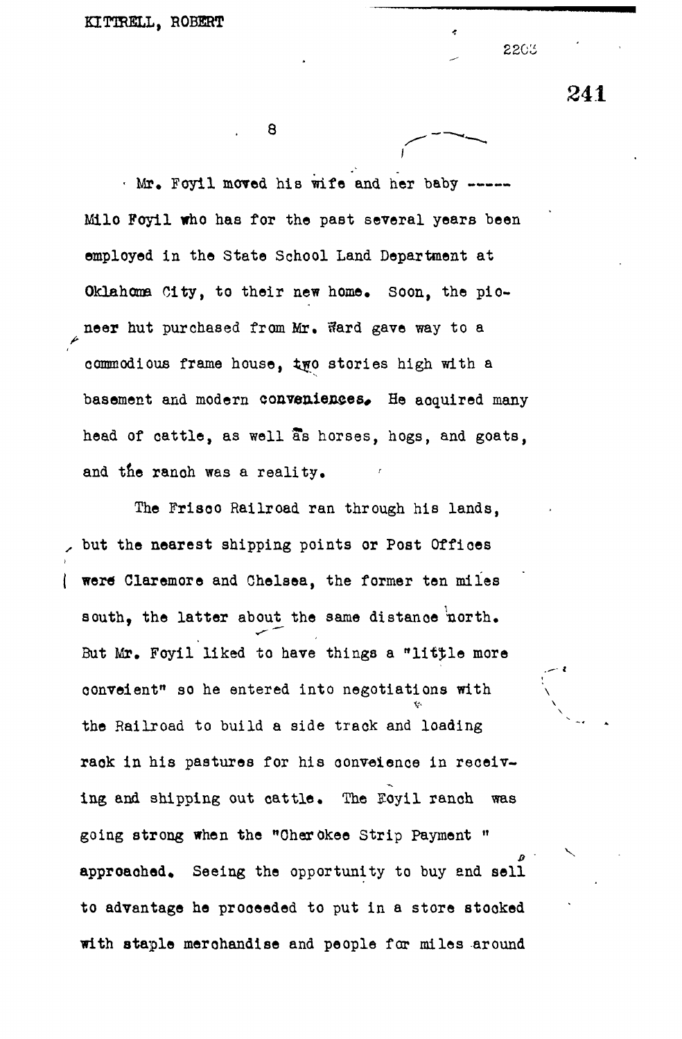Mr. Foyil moved his wife and her baby ----- Milo Foyil who has for the past several years been employed in the State School Land Department at Oklahoma City, to their new home. Soon, the pioneer hut purchased from Mr. Ward gave way to a commodious frame house, two stories high with a basement and modern conveniences. He acquired many head of cattle, as well as horses, hogs, and goats, and the ranch was a reality.

The Frisco Railroad ran through his lands, but the nearest shipping points or Post Offices were Claremore and Chelsea, the former ten miles south, the latter about the same distance north. But Mr. Foyil liked to have things a "little more conveient" so he entered into negotiations with the Railroad to build a side track and loading rack in his pastures for his conveience in receiving and shipping out cattle. The Foyil ranch was going strong when the "Cherokee Strip Payment" approached. Seeing the opportunity to buy and sell to advantage he proceeded to put in a store stocked with staple merchandise and people for miles around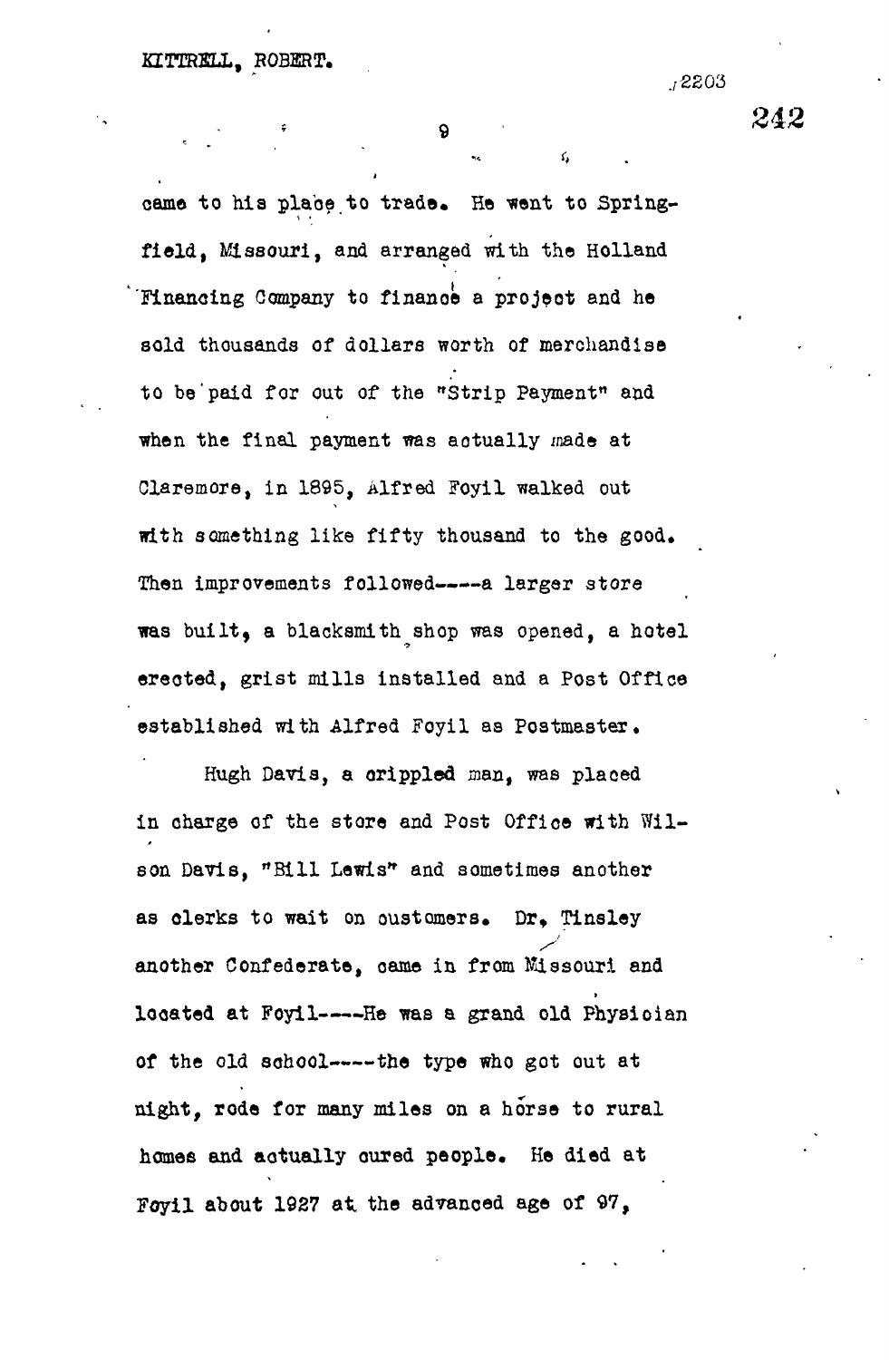came to his place to trade. He went to Springfield, Missouri, and arranged with the Holland Financing Company to finance a project and he sold thousands of dollars worth of merchandise to be paid for out of the "Strip Payment" and when the final payment was actually made at Claremore, in 1895, Alfred Foyil walked out with something like fifty thousand to the good. Then improvements followed-----a larger store was built, a blacksmith shop was opened, a hotel erected, grist mills installed and a Post Office established with Alfred Foyil as Postmaster.

Hugh Davis, a crippled man, was placed in charge of the store and Post Office with Wilson Davis, "Bill Lewis" and sometimes another as clerks to wait on customers. Dr. Tinsley another Confederate, came in from Missouri and located at Foyil----He was a grand old Physician of the old school----the type who got out at night, rode for many miles on a horse to rural homes and actually cured people. He died at Foyil about 1927 at the advanced age of 97,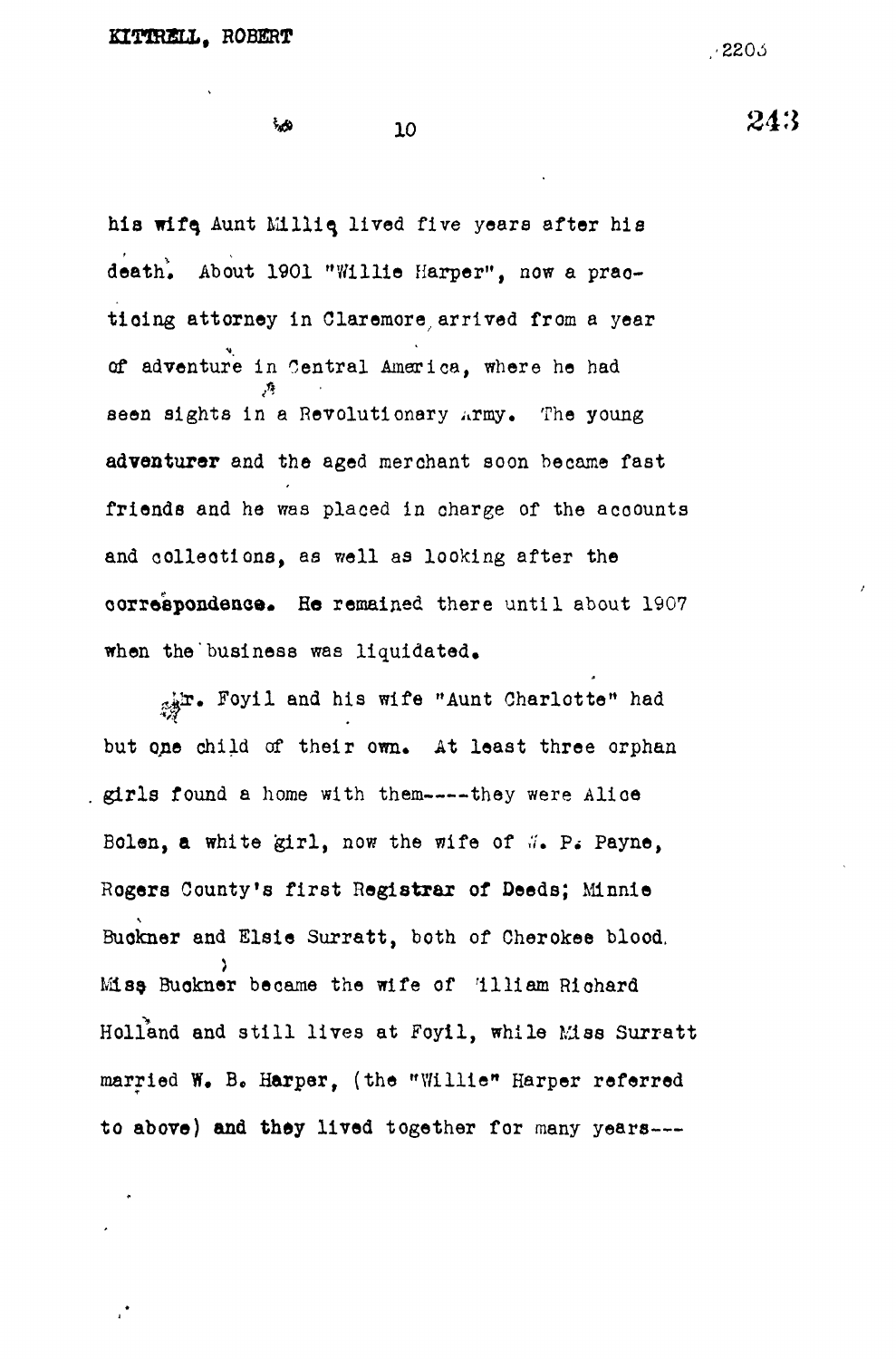his wife Aunt Millie lived five years after his death. About 1901 "Willie Harper", now a practicing attorney in Claremore, arrived from a year of adventure in Central America, where he had seen sights in a Revolutionary Army. The young adventurer and the aged merchant soon became fast friends and he was placed in charge of the accounts and collections, as well as looking after the correspondence. He remained there until about 1907 when the business was liquidated.

Mr. Foyil and his wife "Aunt Charlotte" had but one child of their own. At least three orphan girls found a home with them----they were Alice Bolen, a white girl, now the wife of W. P. Payne, Rogers County's first Registrar of Deeds; Minnie Buckner and Elsie Surratt, both of Cherokee blood. Miss Buckner became the wife of William Richard Holland and still lives at Foyil, while Miss Surratt married W. B. Harper, (the "Willie" Harper referred to above) and they lived together for many years---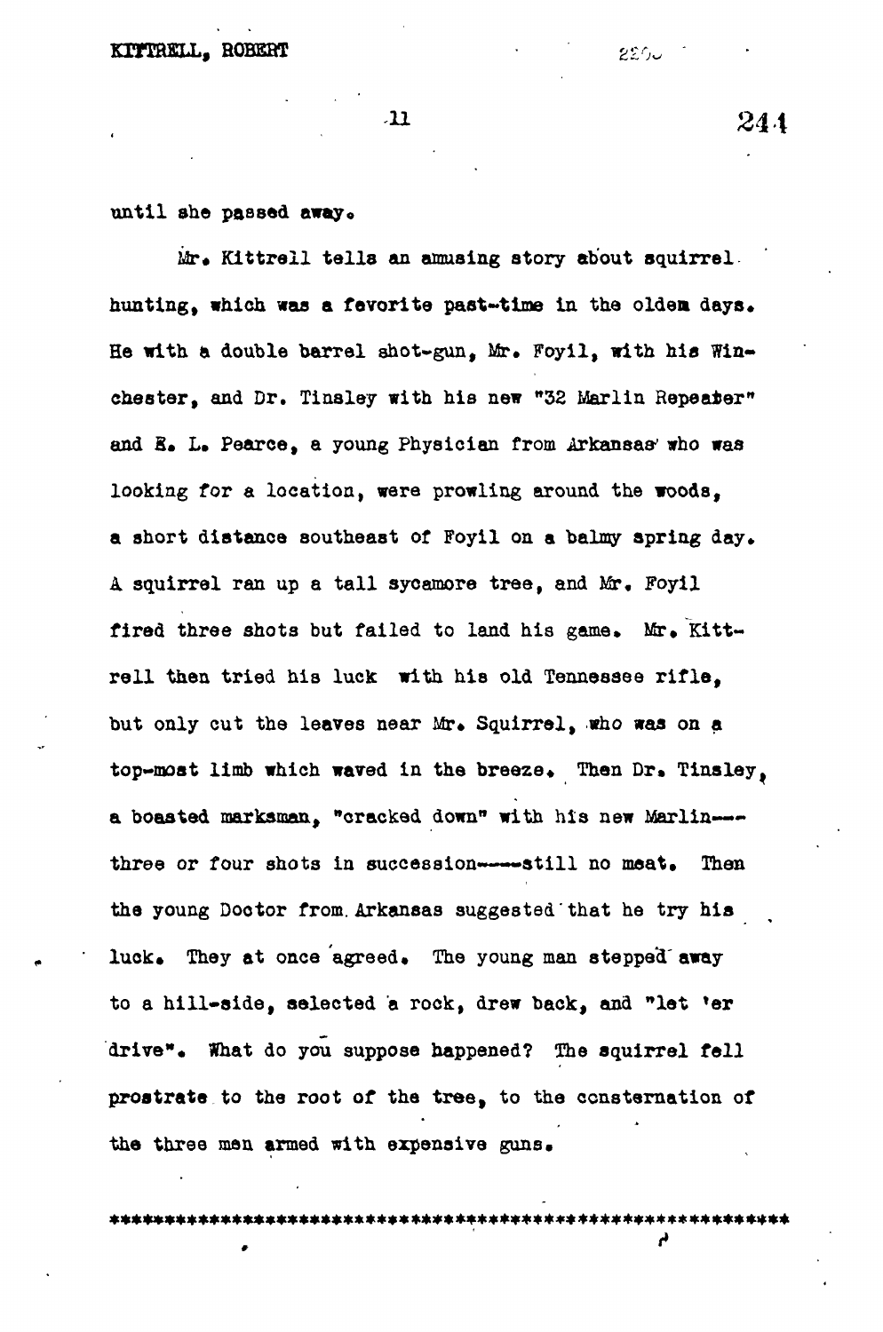until she passed away.

Mr. Kittrell tells an amusing story about squirrel hunting, which was a fevorite past-time in the oldem days. He with a double barrel shot-gun, Mr. Foyil, with his Winchester, and Dr. Tinsley with his new "32 Marlin Repeater" and E. L. Pearce, a young Physician from Arkansas who was looking for a location, were prowling around the woods, a short distance southeast of Foyil on a balmy spring day. A squirrel ran up a tall sycamore tree, and Mr. Foyil fired three shots but failed to land his game. Mr. Kittrell then tried his luck with his old Tennessee rifle, but only cut the leaves near Mr. Squirrel, who was on a top-most limb which waved in the breeze. Then Dr. Tinsley, a boasted marksman, "cracked down" with his new Marlin---- three or four shots in succession-----still no meat. Then the young Doctor from Arkansas suggested that he try his luck. They at once agreed. The young man stepped away to a hill-side, selected a rock, drew back, and "let 'er drive". What do you suppose happened? The squirrel fell prostrate to the root of the tree, to the consternation of the three men armed with expensive guns.

*************************************************************